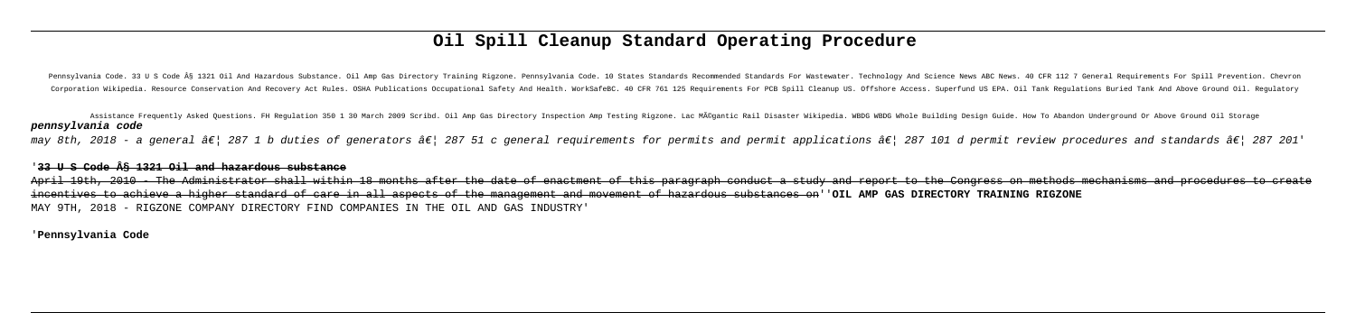# Oil Spill Cleanup Standard Operating Procedure

Pennsylvania Code. 33 U S Code Â§ 1321 Oil And Hazardous Substance. Oil Amp Gas Directory Training Rigzone. Pennsylvania Code. 10 States Standards Recommended Standards For Wastewater. Technology And Science News ABC News. 40 CFR 112 7 General Requirements For Spill Prevention. Chevron Corporation Wikipedia. Resource Conservation And Recovery Act Rules. OSHA Publications Occupational Safety And Health. WorkSafeBC. 40 CFR 761 125 Requirements For PCB Spill Cleanup US. Offshore Access. Superfund US EPA. Oil Tank Regulations Buried Tank And Above Ground Oil. Regulatory Assistance Frequently Asked Questions. FH Regulation 350 1 30 March 2009 Scribd. Oil Amp Gas Directory Inspection Amp Testing Rigzone. Lac MÃ©gantic Rail Disaster Wikipedia. WBDG WBDG Whole Building Design Guide. How To Abandon Underground Or Above Ground Oil Storage

**pennsylvania code**

*may 8th, 2018 - a general â€¦ 287 1 b duties of generators â€¦ 287 51 c general requirements for permits and permit applications â€¦ 287 101 d permit review procedures and standards â€¦ 287 201'*

'**33 U S Code Â§ 1321 Oil and hazardous substance**

April 19th, 2010 - The Administrator shall within 18 months after the date of enactment of this paragraph conduct a study and report to the Congress on methods mechanisms and procedures to create incentives to achieve a higher standard of care in all aspects of the management and movement of hazardous substances on''**OIL AMP GAS DIRECTORY TRAINING RIGZONE**

MAY 9TH, 2018 - RIGZONE COMPANY DIRECTORY FIND COMPANIES IN THE OIL AND GAS INDUSTRY'

'**Pennsylvania Code**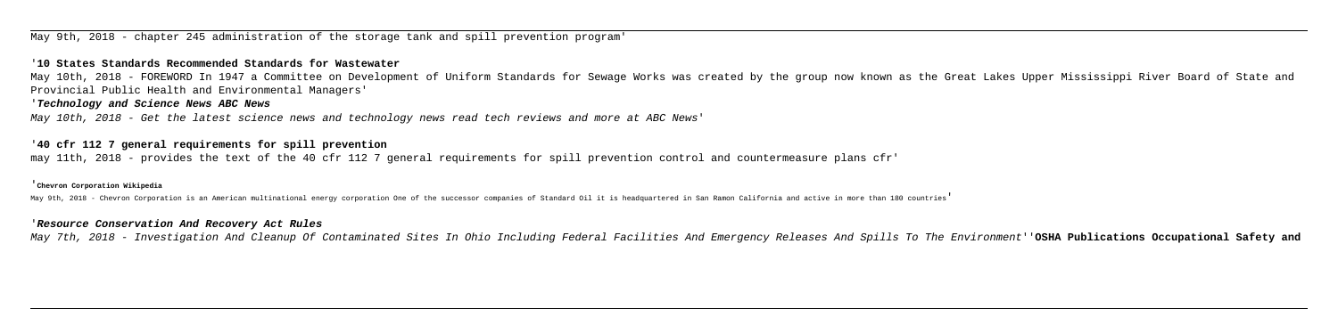May 9th, 2018 - chapter 245 administration of the storage tank and spill prevention program'

'**10 States Standards Recommended Standards for Wastewater**

May 10th, 2018 - FOREWORD In 1947 a Committee on Development of Uniform Standards for Sewage Works was created by the group now known as the Great Lakes Upper Mississippi River Board of State and Provincial Public Health and Environmental Managers'

'***Technology and Science News ABC News***

*May 10th, 2018 - Get the latest science news and technology news read tech reviews and more at ABC News*'

'**40 cfr 112 7 general requirements for spill prevention**

may 11th, 2018 - provides the text of the 40 cfr 112 7 general requirements for spill prevention control and countermeasure plans cfr'

'**Chevron Corporation Wikipedia**

May 9th, 2018 - Chevron Corporation is an American multinational energy corporation One of the successor companies of Standard Oil it is headquartered in San Ramon California and active in more than 180 countries'

'***Resource Conservation And Recovery Act Rules***

*May 7th, 2018 - Investigation And Cleanup Of Contaminated Sites In Ohio Including Federal Facilities And Emergency Releases And Spills To The Environment*''**OSHA Publications Occupational Safety and**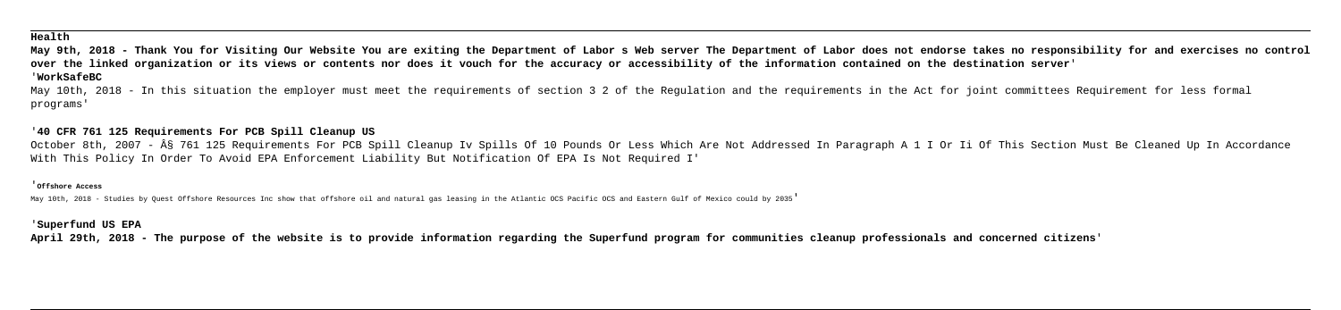**Health**

**May 9th, 2018 - Thank You for Visiting Our Website You are exiting the Department of Labor s Web server The Department of Labor does not endorse takes no responsibility for and exercises no control over the linked organization or its views or contents nor does it vouch for the accuracy or accessibility of the information contained on the destination server**'

'**WorkSafeBC**

May 10th, 2018 - In this situation the employer must meet the requirements of section 3 2 of the Regulation and the requirements in the Act for joint committees Requirement for less formal programs'

'**40 CFR 761 125 Requirements For PCB Spill Cleanup US**

October 8th, 2007 - Â§ 761 125 Requirements For PCB Spill Cleanup Iv Spills Of 10 Pounds Or Less Which Are Not Addressed In Paragraph A 1 I Or Ii Of This Section Must Be Cleaned Up In Accordance With This Policy In Order To Avoid EPA Enforcement Liability But Notification Of EPA Is Not Required I'

'**Offshore Access**

May 10th, 2018 - Studies by Quest Offshore Resources Inc show that offshore oil and natural gas leasing in the Atlantic OCS Pacific OCS and Eastern Gulf of Mexico could by 2035'

'**Superfund US EPA**

**April 29th, 2018 - The purpose of the website is to provide information regarding the Superfund program for communities cleanup professionals and concerned citizens**'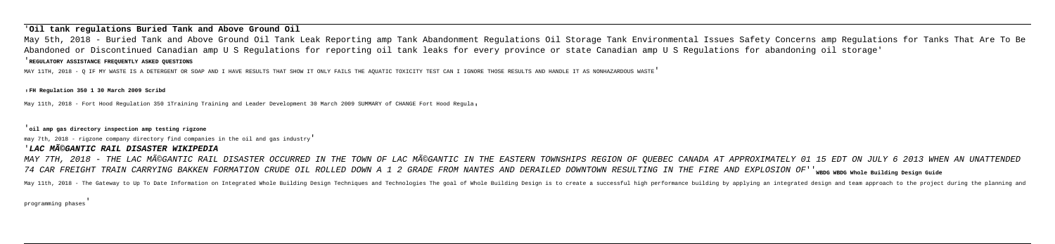## 'Oil tank regulations Buried Tank and Above Ground Oil

May 5th, 2018 - Buried Tank and Above Ground Oil Tank Leak Reporting amp Tank Abandonment Regulations Oil Storage Tank Environmental Issues Safety Concerns amp Regulations for Tanks That Are To Be Abandoned or Discontinued Canadian amp U S Regulations for reporting oil tank leaks for every province or state Canadian amp U S Regulations for abandoning oil storage'

'**REGULATORY ASSISTANCE FREQUENTLY ASKED QUESTIONS**

MAY 11TH, 2018 - Q IF MY WASTE IS A DETERGENT OR SOAP AND I HAVE RESULTS THAT SHOW IT ONLY FAILS THE AQUATIC TOXICITY TEST CAN I IGNORE THOSE RESULTS AND HANDLE IT AS NONHAZARDOUS WASTE'

,**FH Regulation 350 1 30 March 2009 Scribd**

May 11th, 2018 - Fort Hood Regulation 350 1Training Training and Leader Development 30 March 2009 SUMMARY of CHANGE Fort Hood Regula,

'**oil amp gas directory inspection amp testing rigzone**

may 7th, 2018 - rigzone company directory find companies in the oil and gas industry'

## '*LAC MÃ©GANTIC RAIL DISASTER WIKIPEDIA*

*MAY 7TH, 2018 - THE LAC MÃ©GANTIC RAIL DISASTER OCCURRED IN THE TOWN OF LAC MÃ©GANTIC IN THE EASTERN TOWNSHIPS REGION OF QUEBEC CANADA AT APPROXIMATELY 01 15 EDT ON JULY 6 2013 WHEN AN UNATTENDED 74 CAR FREIGHT TRAIN CARRYING BAKKEN FORMATION CRUDE OIL ROLLED DOWN A 1 2 GRADE FROM NANTES AND DERAILED DOWNTOWN RESULTING IN THE FIRE AND EXPLOSION OF*'' '**WBDG WBDG Whole Building Design Guide**

May 11th, 2018 - The Gateway to Up To Date Information on Integrated Whole Building Design Techniques and Technologies The goal of Whole Building Design is to create a successful high performance building by applying an integrated design and team approach to the project during the planning and programming phases'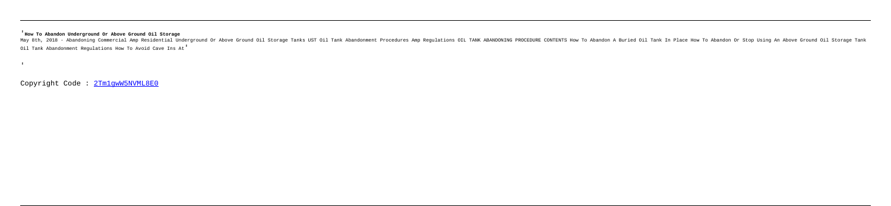'**How To Abandon Underground Or Above Ground Oil Storage**

May 8th, 2018 - Abandoning Commercial Amp Residential Underground Or Above Ground Oil Storage Tanks UST Oil Tank Abandonment Procedures Amp Regulations OIL TANK ABANDONING PROCEDURE CONTENTS How To Abandon A Buried Oil Tank In Place How To Abandon Or Stop Using An Above Ground Oil Storage Tank Oil Tank Abandonment Regulations How To Avoid Cave Ins At'

'

Copyright Code : [2Tm1gwW5NVML8E0]